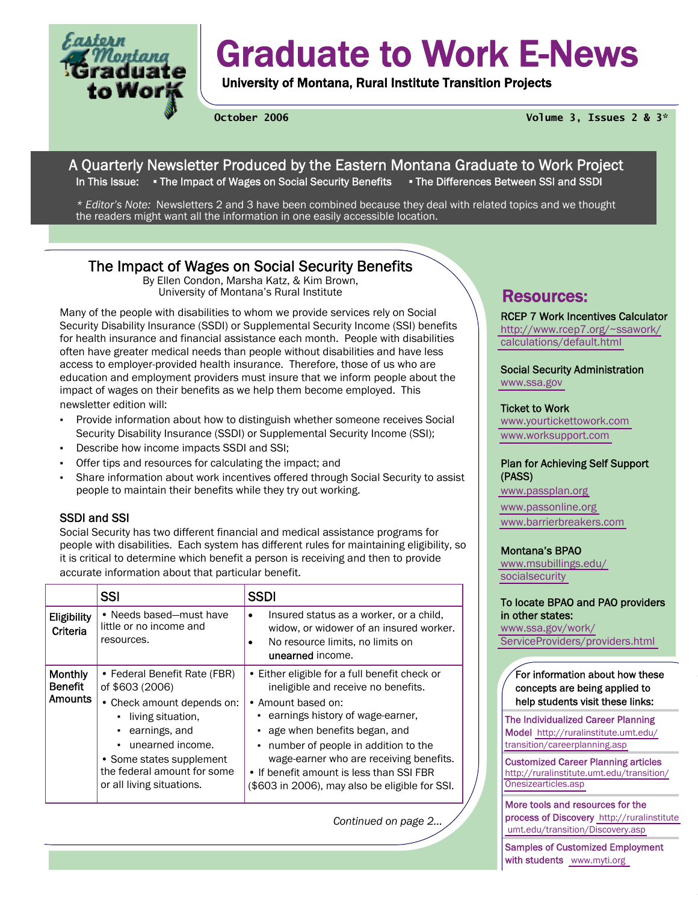# Graduate to Work E-News

**University of Montana, Rural Institute Transition Projects**

October 2006 — Volume 3, Issues 2 & 3*

## A Quarterly Newsletter Produced by the Eastern Montana Graduate to Work Project

In This Issue: ▪ The Impact of Wages on Social Security Benefits ▪ The Differences Between SSI and SSDI

*\* Editor's Note:* Newsletters 2 and 3 have been combined because they deal with related topics and we thought the readers might want all the information in one easily accessible location.

## The Impact of Wages on Social Security Benefits

By Ellen Condon, Marsha Katz, & Kim Brown,
University of Montana's Rural Institute

Many of the people with disabilities to whom we provide services rely on Social Security Disability Insurance (SSDI) or Supplemental Security Income (SSI) benefits for health insurance and financial assistance each month. People with disabilities often have greater medical needs than people without disabilities and have less access to employer-provided health insurance. Therefore, those of us who are education and employment providers must insure that we inform people about the impact of wages on their benefits as we help them become employed. This newsletter edition will:

- Provide information about how to distinguish whether someone receives Social Security Disability Insurance (SSDI) or Supplemental Security Income (SSI);
- Describe how income impacts SSDI and SSI;
- Offer tips and resources for calculating the impact; and
- Share information about work incentives offered through Social Security to assist people to maintain their benefits while they try out working.

### SSDI and SSI

Social Security has two different financial and medical assistance programs for people with disabilities. Each system has different rules for maintaining eligibility, so it is critical to determine which benefit a person is receiving and then to provide accurate information about that particular benefit.

| | SSI | SSDI |
|---|---|---|
| Eligibility Criteria | • Needs based—must have little or no income and resources. | • Insured status as a worker, or a child, widow, or widower of an insured worker.<br>• No resource limits, no limits on **unearned** income. |
| Monthly Benefit Amounts | • Federal Benefit Rate (FBR) of $603 (2006)<br>• Check amount depends on:<br>▪ living situation,<br>▪ earnings, and<br>▪ unearned income.<br>• Some states supplement the federal amount for some or all living situations. | • Either eligible for a full benefit check or ineligible and receive no benefits.<br>• Amount based on:<br>▪ earnings history of wage-earner,<br>▪ age when benefits began, and<br>▪ number of people in addition to the wage-earner who are receiving benefits.<br>• If benefit amount is less than SSI FBR ($603 in 2006), may also be eligible for SSI. |

*Continued on page 2…*

## Resources:

**RCEP 7 Work Incentives Calculator**
http://www.rcep7.org/~ssawork/calculations/default.html

**Social Security Administration**
www.ssa.gov

**Ticket to Work**
www.yourtickettowork.com
www.worksupport.com

**Plan for Achieving Self Support (PASS)**
www.passplan.org
www.passonline.org
www.barrierbreakers.com

**Montana's BPAO**
www.msubillings.edu/socialsecurity

**To locate BPAO and PAO providers in other states:**
www.ssa.gov/work/ServiceProviders/providers.html

For information about how these concepts are being applied to help students visit these links:

**The Individualized Career Planning Model** http://ruralinstitute.umt.edu/transition/careerplanning.asp

**Customized Career Planning articles** http://ruralinstitute.umt.edu/transition/Onesizearticles.asp

**More tools and resources for the process of Discovery** http://ruralinstitute umt.edu/transition/Discovery.asp

**Samples of Customized Employment with students** www.myti.org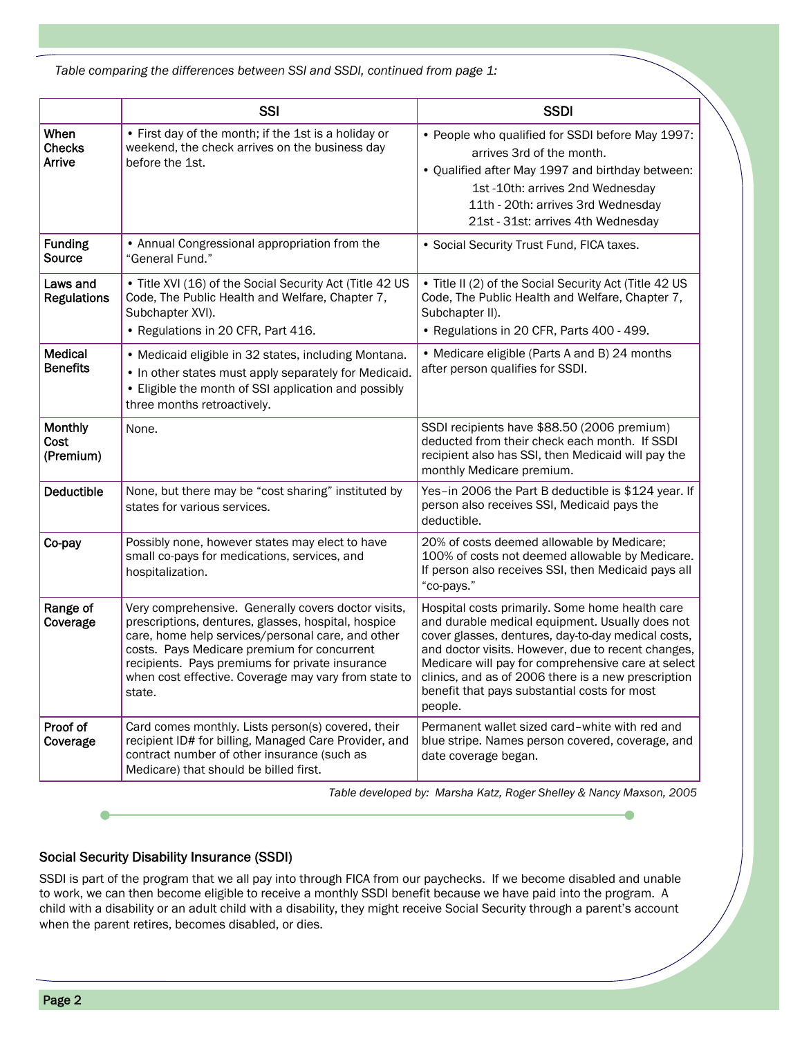*Table comparing the differences between SSI and SSDI, continued from page 1:*

| | SSI | SSDI |
|---|---|---|
| When Checks Arrive | • First day of the month; if the 1st is a holiday or weekend, the check arrives on the business day before the 1st. | • People who qualified for SSDI before May 1997: arrives 3rd of the month.<br>• Qualified after May 1997 and birthday between:<br>1st -10th: arrives 2nd Wednesday<br>11th - 20th: arrives 3rd Wednesday<br>21st - 31st: arrives 4th Wednesday |
| Funding Source | • Annual Congressional appropriation from the "General Fund." | • Social Security Trust Fund, FICA taxes. |
| Laws and Regulations | • Title XVI (16) of the Social Security Act (Title 42 US Code, The Public Health and Welfare, Chapter 7, Subchapter XVI).<br>• Regulations in 20 CFR, Part 416. | • Title II (2) of the Social Security Act (Title 42 US Code, The Public Health and Welfare, Chapter 7, Subchapter II).<br>• Regulations in 20 CFR, Parts 400 - 499. |
| Medical Benefits | • Medicaid eligible in 32 states, including Montana.<br>• In other states must apply separately for Medicaid.<br>• Eligible the month of SSI application and possibly three months retroactively. | • Medicare eligible (Parts A and B) 24 months after person qualifies for SSDI. |
| Monthly Cost (Premium) | None. | SSDI recipients have $88.50 (2006 premium) deducted from their check each month. If SSDI recipient also has SSI, then Medicaid will pay the monthly Medicare premium. |
| Deductible | None, but there may be "cost sharing" instituted by states for various services. | Yes–in 2006 the Part B deductible is $124 year. If person also receives SSI, Medicaid pays the deductible. |
| Co-pay | Possibly none, however states may elect to have small co-pays for medications, services, and hospitalization. | 20% of costs deemed allowable by Medicare; 100% of costs not deemed allowable by Medicare. If person also receives SSI, then Medicaid pays all "co-pays." |
| Range of Coverage | Very comprehensive. Generally covers doctor visits, prescriptions, dentures, glasses, hospital, hospice care, home help services/personal care, and other costs. Pays Medicare premium for concurrent recipients. Pays premiums for private insurance when cost effective. Coverage may vary from state to state. | Hospital costs primarily. Some home health care and durable medical equipment. Usually does not cover glasses, dentures, day-to-day medical costs, and doctor visits. However, due to recent changes, Medicare will pay for comprehensive care at select clinics, and as of 2006 there is a new prescription benefit that pays substantial costs for most people. |
| Proof of Coverage | Card comes monthly. Lists person(s) covered, their recipient ID# for billing, Managed Care Provider, and contract number of other insurance (such as Medicare) that should be billed first. | Permanent wallet sized card–white with red and blue stripe. Names person covered, coverage, and date coverage began. |

*Table developed by: Marsha Katz, Roger Shelley & Nancy Maxson, 2005*

## Social Security Disability Insurance (SSDI)

SSDI is part of the program that we all pay into through FICA from our paychecks. If we become disabled and unable to work, we can then become eligible to receive a monthly SSDI benefit because we have paid into the program. A child with a disability or an adult child with a disability, they might receive Social Security through a parent's account when the parent retires, becomes disabled, or dies.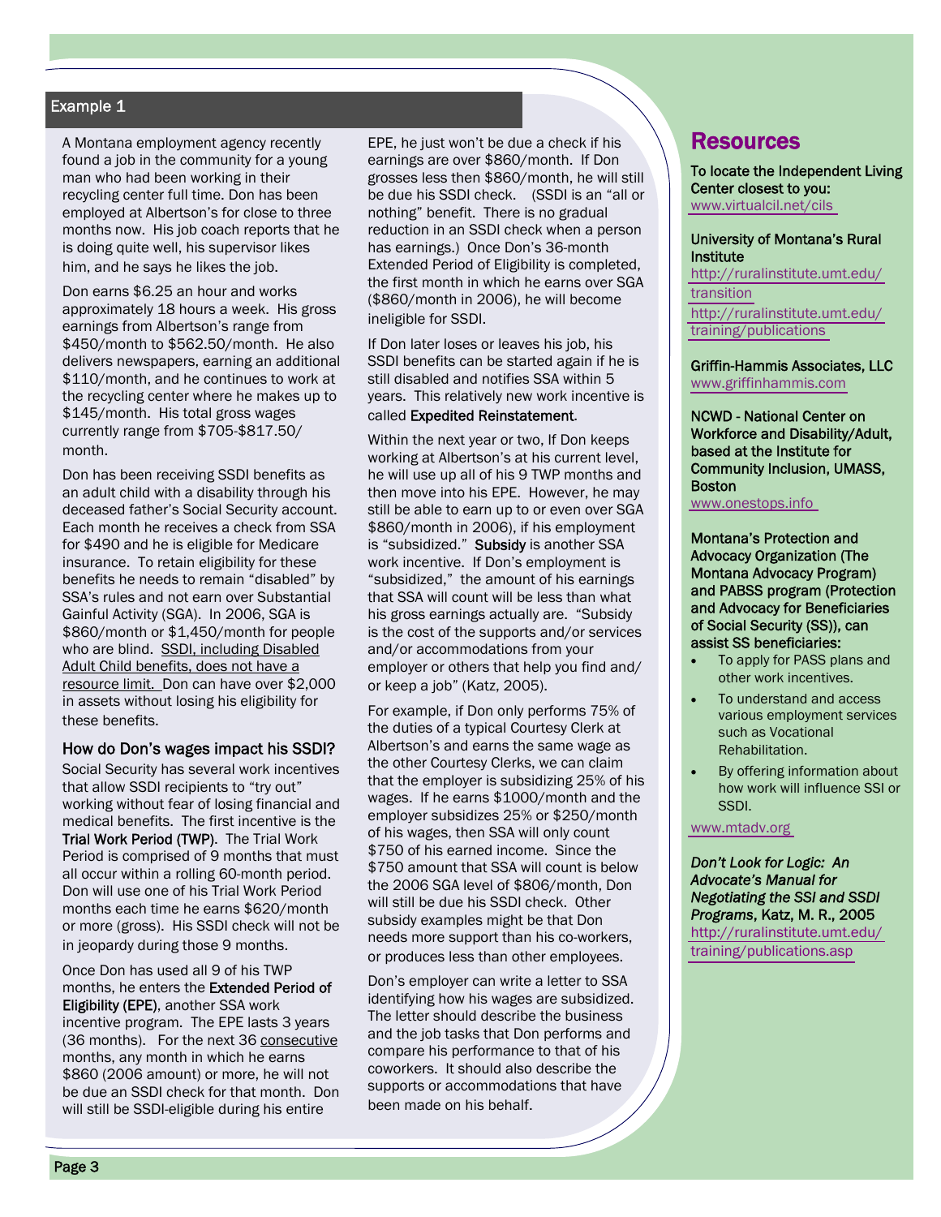## Example 1

A Montana employment agency recently found a job in the community for a young man who had been working in their recycling center full time. Don has been employed at Albertson's for close to three months now. His job coach reports that he is doing quite well, his supervisor likes him, and he says he likes the job.

Don earns $6.25 an hour and works approximately 18 hours a week. His gross earnings from Albertson's range from $450/month to $562.50/month. He also delivers newspapers, earning an additional $110/month, and he continues to work at the recycling center where he makes up to $145/month. His total gross wages currently range from $705-$817.50/month.

Don has been receiving SSDI benefits as an adult child with a disability through his deceased father's Social Security account. Each month he receives a check from SSA for $490 and he is eligible for Medicare insurance. To retain eligibility for these benefits he needs to remain "disabled" by SSA's rules and not earn over Substantial Gainful Activity (SGA). In 2006, SGA is $860/month or $1,450/month for people who are blind. SSDI, including Disabled Adult Child benefits, does not have a resource limit. Don can have over $2,000 in assets without losing his eligibility for these benefits.

### How do Don's wages impact his SSDI?

Social Security has several work incentives that allow SSDI recipients to "try out" working without fear of losing financial and medical benefits. The first incentive is the **Trial Work Period (TWP)**. The Trial Work Period is comprised of 9 months that must all occur within a rolling 60-month period. Don will use one of his Trial Work Period months each time he earns $620/month or more (gross). His SSDI check will not be in jeopardy during those 9 months.

Once Don has used all 9 of his TWP months, he enters the **Extended Period of Eligibility (EPE)**, another SSA work incentive program. The EPE lasts 3 years (36 months). For the next 36 consecutive months, any month in which he earns $860 (2006 amount) or more, he will not be due an SSDI check for that month. Don will still be SSDI-eligible during his entire EPE, he just won't be due a check if his earnings are over $860/month. If Don grosses less then $860/month, he will still be due his SSDI check. (SSDI is an "all or nothing" benefit. There is no gradual reduction in an SSDI check when a person has earnings.) Once Don's 36-month Extended Period of Eligibility is completed, the first month in which he earns over SGA ($860/month in 2006), he will become ineligible for SSDI.

If Don later loses or leaves his job, his SSDI benefits can be started again if he is still disabled and notifies SSA within 5 years. This relatively new work incentive is called **Expedited Reinstatement**.

Within the next year or two, If Don keeps working at Albertson's at his current level, he will use up all of his 9 TWP months and then move into his EPE. However, he may still be able to earn up to or even over SGA $860/month in 2006), if his employment is "subsidized." **Subsidy** is another SSA work incentive. If Don's employment is "subsidized," the amount of his earnings that SSA will count will be less than what his gross earnings actually are. "Subsidy is the cost of the supports and/or services and/or accommodations from your employer or others that help you find and/or keep a job" (Katz, 2005).

For example, if Don only performs 75% of the duties of a typical Courtesy Clerk at Albertson's and earns the same wage as the other Courtesy Clerks, we can claim that the employer is subsidizing 25% of his wages. If he earns $1000/month and the employer subsidizes 25% or $250/month of his wages, then SSA will only count $750 of his earned income. Since the $750 amount that SSA will count is below the 2006 SGA level of $806/month, Don will still be due his SSDI check. Other subsidy examples might be that Don needs more support than his co-workers, or produces less than other employees.

Don's employer can write a letter to SSA identifying how his wages are subsidized. The letter should describe the business and the job tasks that Don performs and compare his performance to that of his coworkers. It should also describe the supports or accommodations that have been made on his behalf.

## Resources

**To locate the Independent Living Center closest to you:**
www.virtualcil.net/cils

**University of Montana's Rural Institute**
http://ruralinstitute.umt.edu/transition
http://ruralinstitute.umt.edu/training/publications

**Griffin-Hammis Associates, LLC**
www.griffinhammis.com

**NCWD - National Center on Workforce and Disability/Adult, based at the Institute for Community Inclusion, UMASS, Boston**
www.onestops.info

**Montana's Protection and Advocacy Organization (The Montana Advocacy Program) and PABSS program (Protection and Advocacy for Beneficiaries of Social Security (SS)), can assist SS beneficiaries:**

- To apply for PASS plans and other work incentives.
- To understand and access various employment services such as Vocational Rehabilitation.
- By offering information about how work will influence SSI or SSDI.

www.mtadv.org

***Don't Look for Logic: An Advocate's Manual for Negotiating the SSI and SSDI Programs*, Katz, M. R., 2005**
http://ruralinstitute.umt.edu/training/publications.asp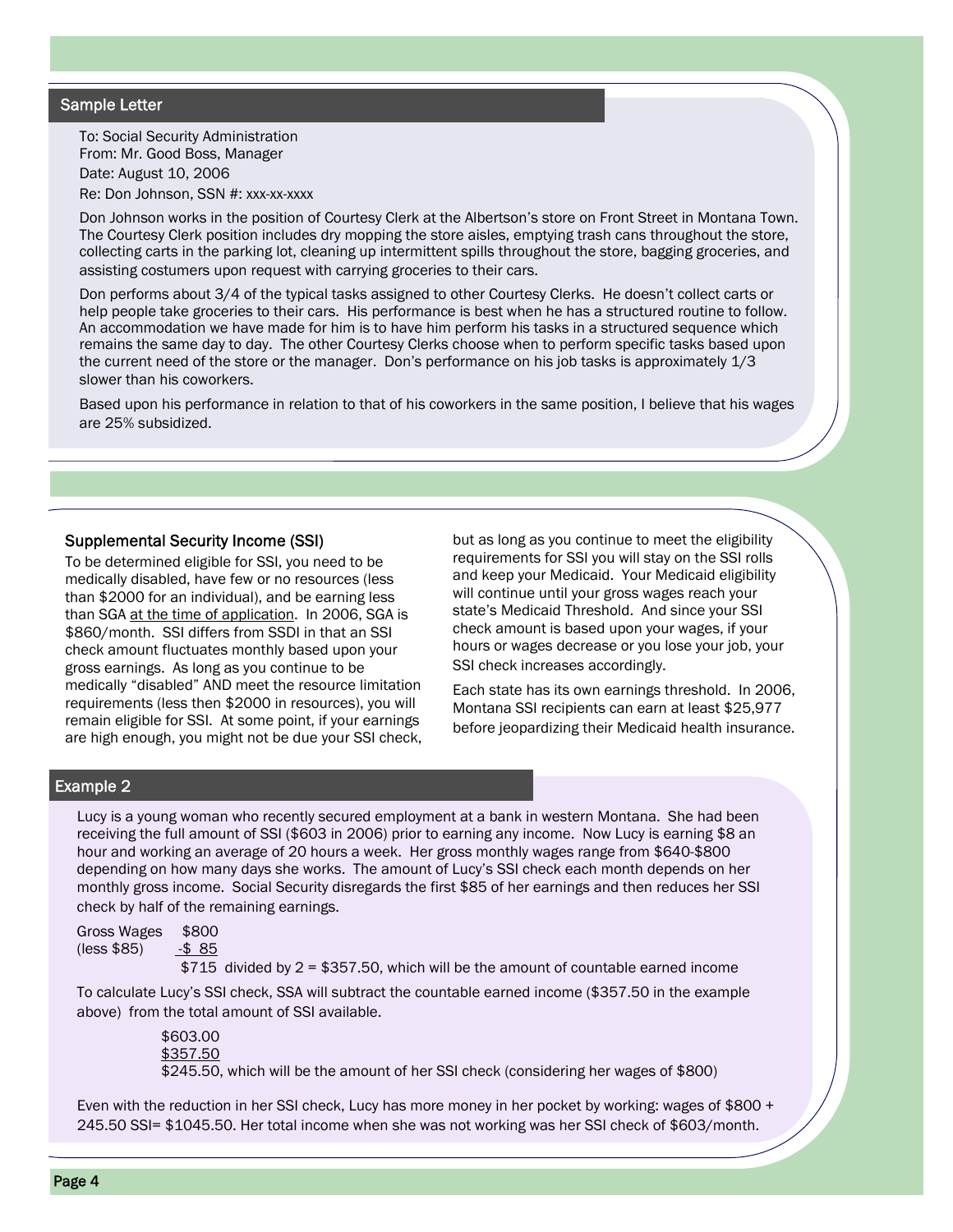## Sample Letter

To: Social Security Administration
From: Mr. Good Boss, Manager
Date: August 10, 2006
Re: Don Johnson, SSN #: xxx-xx-xxxx

Don Johnson works in the position of Courtesy Clerk at the Albertson's store on Front Street in Montana Town. The Courtesy Clerk position includes dry mopping the store aisles, emptying trash cans throughout the store, collecting carts in the parking lot, cleaning up intermittent spills throughout the store, bagging groceries, and assisting costumers upon request with carrying groceries to their cars.

Don performs about 3/4 of the typical tasks assigned to other Courtesy Clerks. He doesn't collect carts or help people take groceries to their cars. His performance is best when he has a structured routine to follow. An accommodation we have made for him is to have him perform his tasks in a structured sequence which remains the same day to day. The other Courtesy Clerks choose when to perform specific tasks based upon the current need of the store or the manager. Don's performance on his job tasks is approximately 1/3 slower than his coworkers.

Based upon his performance in relation to that of his coworkers in the same position, I believe that his wages are 25% subsidized.

## Supplemental Security Income (SSI)

To be determined eligible for SSI, you need to be medically disabled, have few or no resources (less than $2000 for an individual), and be earning less than SGA <u>at the time of application</u>. In 2006, SGA is $860/month. SSI differs from SSDI in that an SSI check amount fluctuates monthly based upon your gross earnings. As long as you continue to be medically "disabled" AND meet the resource limitation requirements (less then $2000 in resources), you will remain eligible for SSI. At some point, if your earnings are high enough, you might not be due your SSI check, but as long as you continue to meet the eligibility requirements for SSI you will stay on the SSI rolls and keep your Medicaid. Your Medicaid eligibility will continue until your gross wages reach your state's Medicaid Threshold. And since your SSI check amount is based upon your wages, if your hours or wages decrease or you lose your job, your SSI check increases accordingly.

Each state has its own earnings threshold. In 2006, Montana SSI recipients can earn at least $25,977 before jeopardizing their Medicaid health insurance.

## Example 2

Lucy is a young woman who recently secured employment at a bank in western Montana. She had been receiving the full amount of SSI ($603 in 2006) prior to earning any income. Now Lucy is earning $8 an hour and working an average of 20 hours a week. Her gross monthly wages range from $640-$800 depending on how many days she works. The amount of Lucy's SSI check each month depends on her monthly gross income. Social Security disregards the first $85 of her earnings and then reduces her SSI check by half of the remaining earnings.

Gross Wages $800
(less $85) -$ 85
$715 divided by 2 = $357.50, which will be the amount of countable earned income

To calculate Lucy's SSI check, SSA will subtract the countable earned income ($357.50 in the example above) from the total amount of SSI available.

$603.00
<u>$357.50</u>
$245.50, which will be the amount of her SSI check (considering her wages of $800)

Even with the reduction in her SSI check, Lucy has more money in her pocket by working: wages of $800 + 245.50 SSI= $1045.50. Her total income when she was not working was her SSI check of $603/month.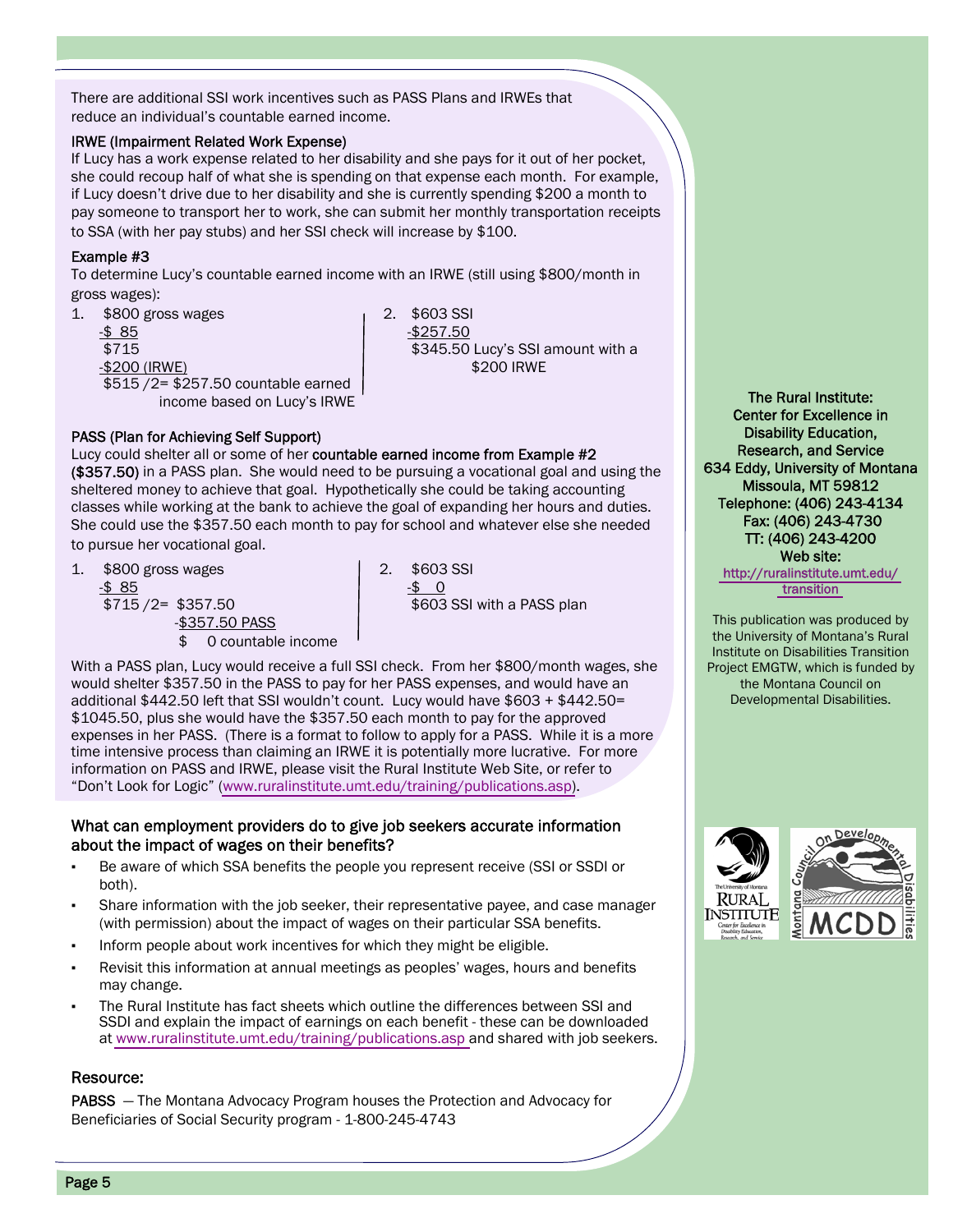There are additional SSI work incentives such as PASS Plans and IRWEs that reduce an individual's countable earned income.

### IRWE (Impairment Related Work Expense)

If Lucy has a work expense related to her disability and she pays for it out of her pocket, she could recoup half of what she is spending on that expense each month. For example, if Lucy doesn't drive due to her disability and she is currently spending $200 a month to pay someone to transport her to work, she can submit her monthly transportation receipts to SSA (with her pay stubs) and her SSI check will increase by $100.

### Example #3

To determine Lucy's countable earned income with an IRWE (still using $800/month in gross wages):

1. $800 gross wages  
   -$ 85  
   $715  
   -$200 (IRWE)  
   $515 /2= $257.50 countable earned income based on Lucy's IRWE

2. $603 SSI  
   -$257.50  
   $345.50 Lucy's SSI amount with a $200 IRWE

### PASS (Plan for Achieving Self Support)

Lucy could shelter all or some of her **countable earned income from Example #2 ($357.50)** in a PASS plan. She would need to be pursuing a vocational goal and using the sheltered money to achieve that goal. Hypothetically she could be taking accounting classes while working at the bank to achieve the goal of expanding her hours and duties. She could use the $357.50 each month to pay for school and whatever else she needed to pursue her vocational goal.

1. $800 gross wages  
   -$ 85  
   $715 /2= $357.50  
   -$357.50 PASS  
   $ 0 countable income

2. $603 SSI  
   -$ 0  
   $603 SSI with a PASS plan

With a PASS plan, Lucy would receive a full SSI check. From her $800/month wages, she would shelter $357.50 in the PASS to pay for her PASS expenses, and would have an additional $442.50 left that SSI wouldn't count. Lucy would have $603 + $442.50= $1045.50, plus she would have the $357.50 each month to pay for the approved expenses in her PASS. (There is a format to follow to apply for a PASS. While it is a more time intensive process than claiming an IRWE it is potentially more lucrative. For more information on PASS and IRWE, please visit the Rural Institute Web Site, or refer to "Don't Look for Logic" (www.ruralinstitute.umt.edu/training/publications.asp).

## What can employment providers do to give job seekers accurate information about the impact of wages on their benefits?

- Be aware of which SSA benefits the people you represent receive (SSI or SSDI or both).
- Share information with the job seeker, their representative payee, and case manager (with permission) about the impact of wages on their particular SSA benefits.
- Inform people about work incentives for which they might be eligible.
- Revisit this information at annual meetings as peoples' wages, hours and benefits may change.
- The Rural Institute has fact sheets which outline the differences between SSI and SSDI and explain the impact of earnings on each benefit - these can be downloaded at www.ruralinstitute.umt.edu/training/publications.asp and shared with job seekers.

## Resource:

**PABSS** — The Montana Advocacy Program houses the Protection and Advocacy for Beneficiaries of Social Security program - 1-800-245-4743

**The Rural Institute: Center for Excellence in Disability Education, Research, and Service**  
**634 Eddy, University of Montana**  
**Missoula, MT 59812**  
**Telephone: (406) 243-4134**  
**Fax: (406) 243-4730**  
**TT: (406) 243-4200**  
**Web site:**  
http://ruralinstitute.umt.edu/transition

This publication was produced by the University of Montana's Rural Institute on Disabilities Transition Project EMGTW, which is funded by the Montana Council on Developmental Disabilities.